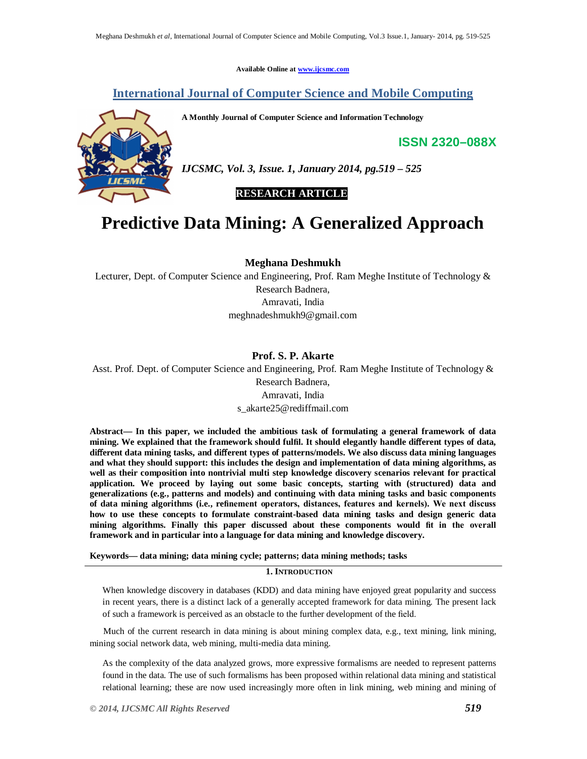Available Online at www.ijcsmc.com

**International Journal of Computer Science and Mobile Computing**

**A Monthly Journal of Computer Science and Information Technology**

**ISSN 2320–088X**

***IJCSMC, Vol. 3, Issue. 1, January 2014, pg.519 – 525***

**RESEARCH ARTICLE**

# Predictive Data Mining: A Generalized Approach

**Meghana Deshmukh**

Lecturer, Dept. of Computer Science and Engineering, Prof. Ram Meghe Institute of Technology & Research Badnera,
Amravati, India
meghnadeshmukh9@gmail.com

**Prof. S. P. Akarte**

Asst. Prof. Dept. of Computer Science and Engineering, Prof. Ram Meghe Institute of Technology & Research Badnera,
Amravati, India
s_akarte25@rediffmail.com

**Abstract— In this paper, we included the ambitious task of formulating a general framework of data mining. We explained that the framework should fulfil. It should elegantly handle different types of data, different data mining tasks, and different types of patterns/models. We also discuss data mining languages and what they should support: this includes the design and implementation of data mining algorithms, as well as their composition into nontrivial multi step knowledge discovery scenarios relevant for practical application. We proceed by laying out some basic concepts, starting with (structured) data and generalizations (e.g., patterns and models) and continuing with data mining tasks and basic components of data mining algorithms (i.e., refinement operators, distances, features and kernels). We next discuss how to use these concepts to formulate constraint-based data mining tasks and design generic data mining algorithms. Finally this paper discussed about these components would fit in the overall framework and in particular into a language for data mining and knowledge discovery.**

**Keywords— data mining; data mining cycle; patterns; data mining methods; tasks**

## 1. Introduction

When knowledge discovery in databases (KDD) and data mining have enjoyed great popularity and success in recent years, there is a distinct lack of a generally accepted framework for data mining. The present lack of such a framework is perceived as an obstacle to the further development of the field.

Much of the current research in data mining is about mining complex data, e.g., text mining, link mining, mining social network data, web mining, multi-media data mining.

As the complexity of the data analyzed grows, more expressive formalisms are needed to represent patterns found in the data. The use of such formalisms has been proposed within relational data mining and statistical relational learning; these are now used increasingly more often in link mining, web mining and mining of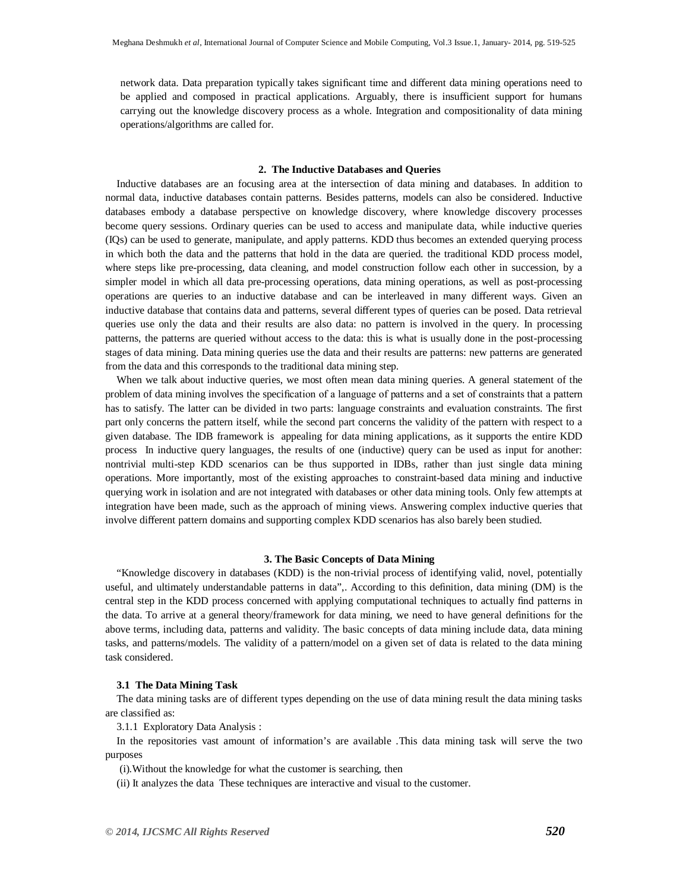network data. Data preparation typically takes significant time and different data mining operations need to be applied and composed in practical applications. Arguably, there is insufficient support for humans carrying out the knowledge discovery process as a whole. Integration and compositionality of data mining operations/algorithms are called for.

## 2. The Inductive Databases and Queries

Inductive databases are an focusing area at the intersection of data mining and databases. In addition to normal data, inductive databases contain patterns. Besides patterns, models can also be considered. Inductive databases embody a database perspective on knowledge discovery, where knowledge discovery processes become query sessions. Ordinary queries can be used to access and manipulate data, while inductive queries (IQs) can be used to generate, manipulate, and apply patterns. KDD thus becomes an extended querying process in which both the data and the patterns that hold in the data are queried. the traditional KDD process model, where steps like pre-processing, data cleaning, and model construction follow each other in succession, by a simpler model in which all data pre-processing operations, data mining operations, as well as post-processing operations are queries to an inductive database and can be interleaved in many different ways. Given an inductive database that contains data and patterns, several different types of queries can be posed. Data retrieval queries use only the data and their results are also data: no pattern is involved in the query. In processing patterns, the patterns are queried without access to the data: this is what is usually done in the post-processing stages of data mining. Data mining queries use the data and their results are patterns: new patterns are generated from the data and this corresponds to the traditional data mining step.

When we talk about inductive queries, we most often mean data mining queries. A general statement of the problem of data mining involves the specification of a language of patterns and a set of constraints that a pattern has to satisfy. The latter can be divided in two parts: language constraints and evaluation constraints. The first part only concerns the pattern itself, while the second part concerns the validity of the pattern with respect to a given database. The IDB framework is appealing for data mining applications, as it supports the entire KDD process In inductive query languages, the results of one (inductive) query can be used as input for another: nontrivial multi-step KDD scenarios can be thus supported in IDBs, rather than just single data mining operations. More importantly, most of the existing approaches to constraint-based data mining and inductive querying work in isolation and are not integrated with databases or other data mining tools. Only few attempts at integration have been made, such as the approach of mining views. Answering complex inductive queries that involve different pattern domains and supporting complex KDD scenarios has also barely been studied.

## 3. The Basic Concepts of Data Mining

"Knowledge discovery in databases (KDD) is the non-trivial process of identifying valid, novel, potentially useful, and ultimately understandable patterns in data",. According to this definition, data mining (DM) is the central step in the KDD process concerned with applying computational techniques to actually find patterns in the data. To arrive at a general theory/framework for data mining, we need to have general definitions for the above terms, including data, patterns and validity. The basic concepts of data mining include data, data mining tasks, and patterns/models. The validity of a pattern/model on a given set of data is related to the data mining task considered.

### 3.1 The Data Mining Task

The data mining tasks are of different types depending on the use of data mining result the data mining tasks are classified as:

3.1.1 Exploratory Data Analysis :

In the repositories vast amount of information's are available .This data mining task will serve the two purposes

(i).Without the knowledge for what the customer is searching, then

(ii) It analyzes the data These techniques are interactive and visual to the customer.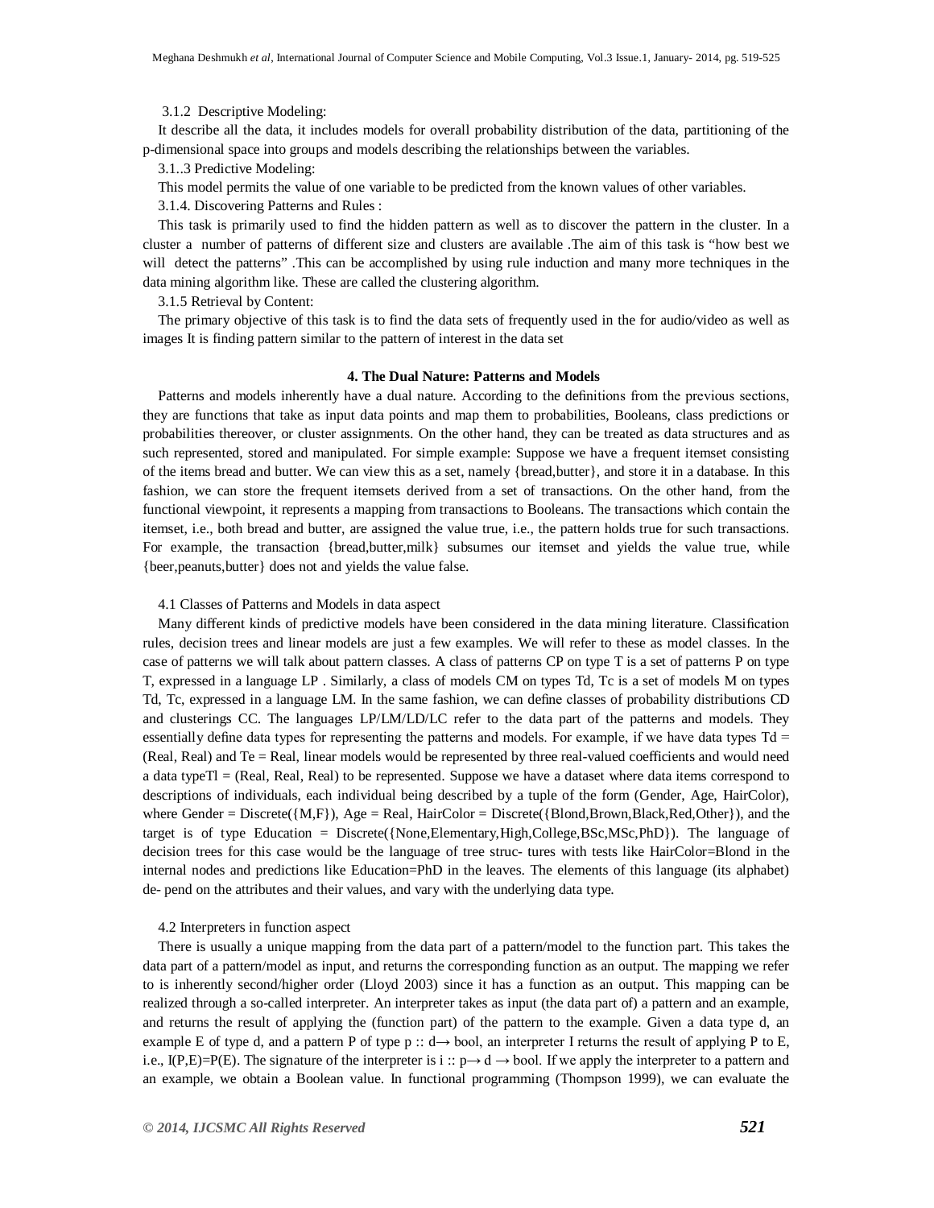3.1.2 Descriptive Modeling:

It describe all the data, it includes models for overall probability distribution of the data, partitioning of the p-dimensional space into groups and models describing the relationships between the variables.

3.1..3 Predictive Modeling:

This model permits the value of one variable to be predicted from the known values of other variables.

3.1.4. Discovering Patterns and Rules :

This task is primarily used to find the hidden pattern as well as to discover the pattern in the cluster. In a cluster a number of patterns of different size and clusters are available .The aim of this task is "how best we will detect the patterns" .This can be accomplished by using rule induction and many more techniques in the data mining algorithm like. These are called the clustering algorithm.

3.1.5 Retrieval by Content:

The primary objective of this task is to find the data sets of frequently used in the for audio/video as well as images It is finding pattern similar to the pattern of interest in the data set

## 4. The Dual Nature: Patterns and Models

Patterns and models inherently have a dual nature. According to the definitions from the previous sections, they are functions that take as input data points and map them to probabilities, Booleans, class predictions or probabilities thereover, or cluster assignments. On the other hand, they can be treated as data structures and as such represented, stored and manipulated. For simple example: Suppose we have a frequent itemset consisting of the items bread and butter. We can view this as a set, namely {bread,butter}, and store it in a database. In this fashion, we can store the frequent itemsets derived from a set of transactions. On the other hand, from the functional viewpoint, it represents a mapping from transactions to Booleans. The transactions which contain the itemset, i.e., both bread and butter, are assigned the value true, i.e., the pattern holds true for such transactions. For example, the transaction {bread,butter,milk} subsumes our itemset and yields the value true, while {beer,peanuts,butter} does not and yields the value false.

4.1 Classes of Patterns and Models in data aspect

Many different kinds of predictive models have been considered in the data mining literature. Classification rules, decision trees and linear models are just a few examples. We will refer to these as model classes. In the case of patterns we will talk about pattern classes. A class of patterns CP on type T is a set of patterns P on type T, expressed in a language LP . Similarly, a class of models CM on types Td, Tc is a set of models M on types Td, Tc, expressed in a language LM. In the same fashion, we can define classes of probability distributions CD and clusterings CC. The languages LP/LM/LD/LC refer to the data part of the patterns and models. They essentially define data types for representing the patterns and models. For example, if we have data types Td = (Real, Real) and Te = Real, linear models would be represented by three real-valued coefficients and would need a data typeTl = (Real, Real, Real) to be represented. Suppose we have a dataset where data items correspond to descriptions of individuals, each individual being described by a tuple of the form (Gender, Age, HairColor), where Gender = Discrete({M,F}), Age = Real, HairColor = Discrete({Blond,Brown,Black,Red,Other}), and the target is of type Education = Discrete({None,Elementary,High,College,BSc,MSc,PhD}). The language of decision trees for this case would be the language of tree struc- tures with tests like HairColor=Blond in the internal nodes and predictions like Education=PhD in the leaves. The elements of this language (its alphabet) de- pend on the attributes and their values, and vary with the underlying data type.

4.2 Interpreters in function aspect

There is usually a unique mapping from the data part of a pattern/model to the function part. This takes the data part of a pattern/model as input, and returns the corresponding function as an output. The mapping we refer to is inherently second/higher order (Lloyd 2003) since it has a function as an output. This mapping can be realized through a so-called interpreter. An interpreter takes as input (the data part of) a pattern and an example, and returns the result of applying the (function part) of the pattern to the example. Given a data type d, an example E of type d, and a pattern P of type $p :: d \rightarrow bool$, an interpreter I returns the result of applying P to E, i.e., $I(P,E)=P(E)$. The signature of the interpreter is $i :: p \rightarrow d \rightarrow bool$. If we apply the interpreter to a pattern and an example, we obtain a Boolean value. In functional programming (Thompson 1999), we can evaluate the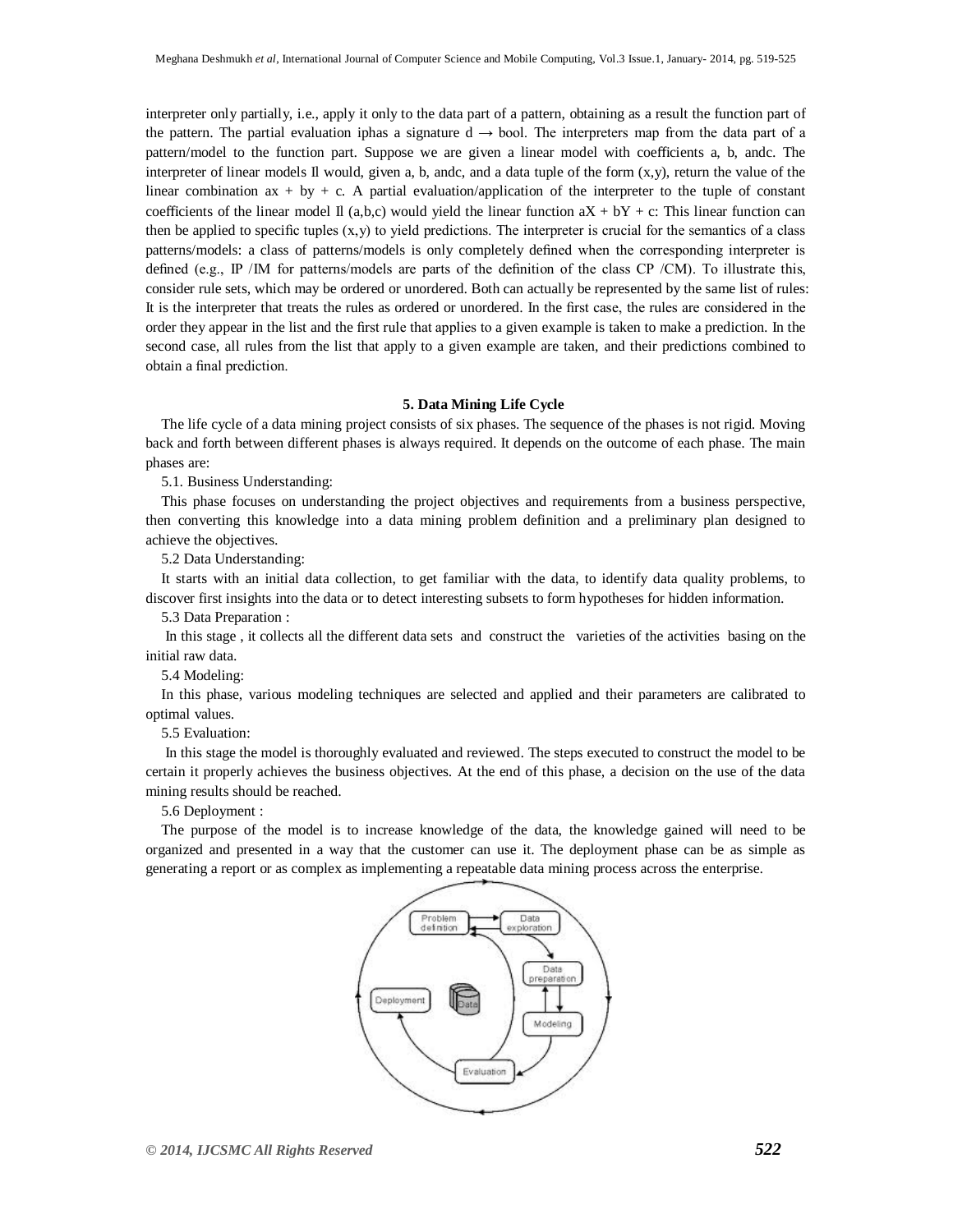interpreter only partially, i.e., apply it only to the data part of a pattern, obtaining as a result the function part of the pattern. The partial evaluation iphas a signature d → bool. The interpreters map from the data part of a pattern/model to the function part. Suppose we are given a linear model with coefficients a, b, andc. The interpreter of linear models Il would, given a, b, andc, and a data tuple of the form (x,y), return the value of the linear combination $ax + by + c$. A partial evaluation/application of the interpreter to the tuple of constant coefficients of the linear model Il (a,b,c) would yield the linear function $aX + bY + c$: This linear function can then be applied to specific tuples (x,y) to yield predictions. The interpreter is crucial for the semantics of a class patterns/models: a class of patterns/models is only completely defined when the corresponding interpreter is defined (e.g., IP /IM for patterns/models are parts of the definition of the class CP /CM). To illustrate this, consider rule sets, which may be ordered or unordered. Both can actually be represented by the same list of rules: It is the interpreter that treats the rules as ordered or unordered. In the first case, the rules are considered in the order they appear in the list and the first rule that applies to a given example is taken to make a prediction. In the second case, all rules from the list that apply to a given example are taken, and their predictions combined to obtain a final prediction.

## 5. Data Mining Life Cycle

The life cycle of a data mining project consists of six phases. The sequence of the phases is not rigid. Moving back and forth between different phases is always required. It depends on the outcome of each phase. The main phases are:

5.1. Business Understanding:

This phase focuses on understanding the project objectives and requirements from a business perspective, then converting this knowledge into a data mining problem definition and a preliminary plan designed to achieve the objectives.

5.2 Data Understanding:

It starts with an initial data collection, to get familiar with the data, to identify data quality problems, to discover first insights into the data or to detect interesting subsets to form hypotheses for hidden information.

5.3 Data Preparation :

In this stage , it collects all the different data sets and construct the varieties of the activities basing on the initial raw data.

5.4 Modeling:

In this phase, various modeling techniques are selected and applied and their parameters are calibrated to optimal values.

5.5 Evaluation:

In this stage the model is thoroughly evaluated and reviewed. The steps executed to construct the model to be certain it properly achieves the business objectives. At the end of this phase, a decision on the use of the data mining results should be reached.

5.6 Deployment :

The purpose of the model is to increase knowledge of the data, the knowledge gained will need to be organized and presented in a way that the customer can use it. The deployment phase can be as simple as generating a report or as complex as implementing a repeatable data mining process across the enterprise.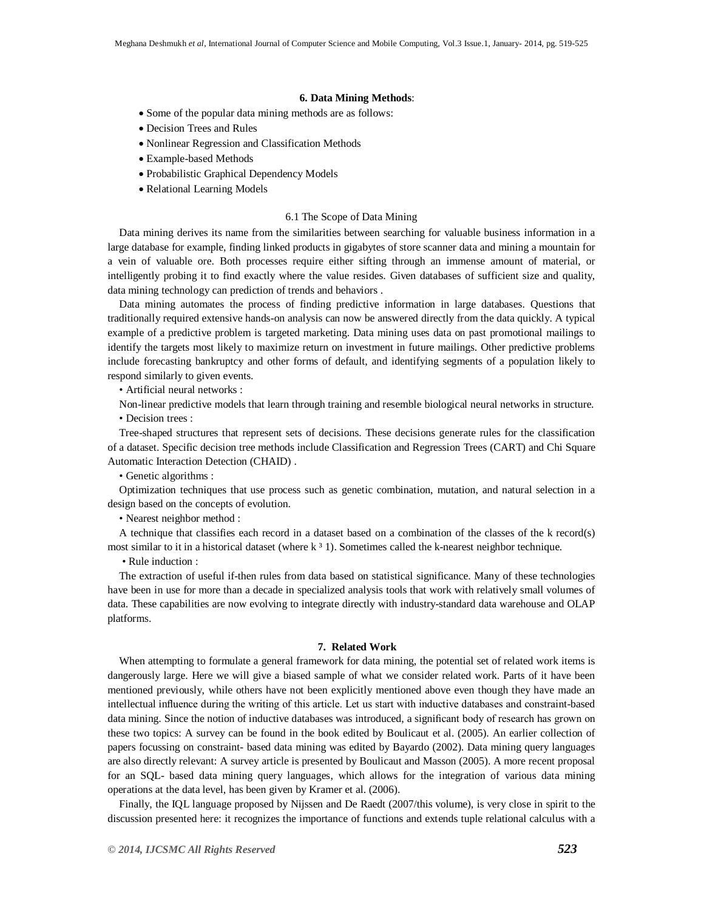## 6. Data Mining Methods:

- Some of the popular data mining methods are as follows:
- Decision Trees and Rules
- Nonlinear Regression and Classification Methods
- Example-based Methods
- Probabilistic Graphical Dependency Models
- Relational Learning Models

### 6.1 The Scope of Data Mining

Data mining derives its name from the similarities between searching for valuable business information in a large database for example, finding linked products in gigabytes of store scanner data and mining a mountain for a vein of valuable ore. Both processes require either sifting through an immense amount of material, or intelligently probing it to find exactly where the value resides. Given databases of sufficient size and quality, data mining technology can prediction of trends and behaviors .

Data mining automates the process of finding predictive information in large databases. Questions that traditionally required extensive hands-on analysis can now be answered directly from the data quickly. A typical example of a predictive problem is targeted marketing. Data mining uses data on past promotional mailings to identify the targets most likely to maximize return on investment in future mailings. Other predictive problems include forecasting bankruptcy and other forms of default, and identifying segments of a population likely to respond similarly to given events.

• Artificial neural networks :

Non-linear predictive models that learn through training and resemble biological neural networks in structure.

• Decision trees :

Tree-shaped structures that represent sets of decisions. These decisions generate rules for the classification of a dataset. Specific decision tree methods include Classification and Regression Trees (CART) and Chi Square Automatic Interaction Detection (CHAID) .

• Genetic algorithms :

Optimization techniques that use process such as genetic combination, mutation, and natural selection in a design based on the concepts of evolution.

• Nearest neighbor method :

A technique that classifies each record in a dataset based on a combination of the classes of the k record(s) most similar to it in a historical dataset (where k ³ 1). Sometimes called the k-nearest neighbor technique.

• Rule induction :

The extraction of useful if-then rules from data based on statistical significance. Many of these technologies have been in use for more than a decade in specialized analysis tools that work with relatively small volumes of data. These capabilities are now evolving to integrate directly with industry-standard data warehouse and OLAP platforms.

## 7. Related Work

When attempting to formulate a general framework for data mining, the potential set of related work items is dangerously large. Here we will give a biased sample of what we consider related work. Parts of it have been mentioned previously, while others have not been explicitly mentioned above even though they have made an intellectual influence during the writing of this article. Let us start with inductive databases and constraint-based data mining. Since the notion of inductive databases was introduced, a significant body of research has grown on these two topics: A survey can be found in the book edited by Boulicaut et al. (2005). An earlier collection of papers focussing on constraint- based data mining was edited by Bayardo (2002). Data mining query languages are also directly relevant: A survey article is presented by Boulicaut and Masson (2005). A more recent proposal for an SQL- based data mining query languages, which allows for the integration of various data mining operations at the data level, has been given by Kramer et al. (2006).

Finally, the IQL language proposed by Nijssen and De Raedt (2007/this volume), is very close in spirit to the discussion presented here: it recognizes the importance of functions and extends tuple relational calculus with a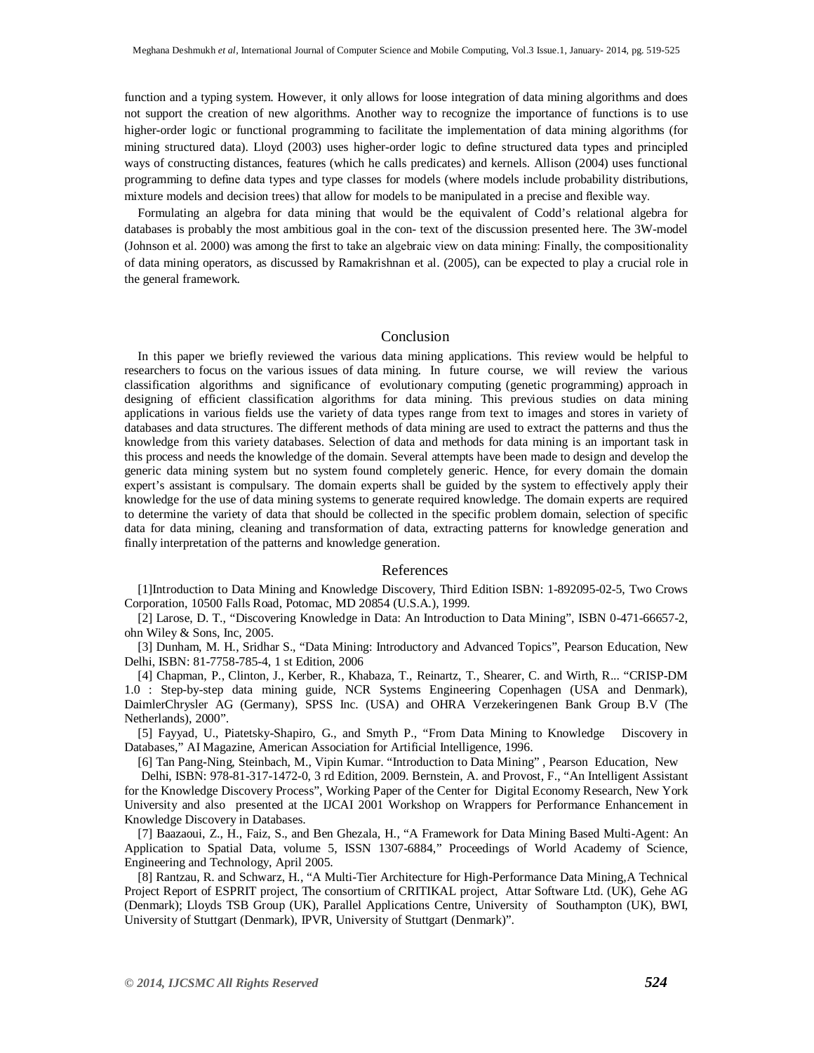function and a typing system. However, it only allows for loose integration of data mining algorithms and does not support the creation of new algorithms. Another way to recognize the importance of functions is to use higher-order logic or functional programming to facilitate the implementation of data mining algorithms (for mining structured data). Lloyd (2003) uses higher-order logic to define structured data types and principled ways of constructing distances, features (which he calls predicates) and kernels. Allison (2004) uses functional programming to define data types and type classes for models (where models include probability distributions, mixture models and decision trees) that allow for models to be manipulated in a precise and flexible way.

Formulating an algebra for data mining that would be the equivalent of Codd's relational algebra for databases is probably the most ambitious goal in the con- text of the discussion presented here. The 3W-model (Johnson et al. 2000) was among the first to take an algebraic view on data mining: Finally, the compositionality of data mining operators, as discussed by Ramakrishnan et al. (2005), can be expected to play a crucial role in the general framework.

## Conclusion

In this paper we briefly reviewed the various data mining applications. This review would be helpful to researchers to focus on the various issues of data mining. In future course, we will review the various classification algorithms and significance of evolutionary computing (genetic programming) approach in designing of efficient classification algorithms for data mining. This previous studies on data mining applications in various fields use the variety of data types range from text to images and stores in variety of databases and data structures. The different methods of data mining are used to extract the patterns and thus the knowledge from this variety databases. Selection of data and methods for data mining is an important task in this process and needs the knowledge of the domain. Several attempts have been made to design and develop the generic data mining system but no system found completely generic. Hence, for every domain the domain expert's assistant is compulsary. The domain experts shall be guided by the system to effectively apply their knowledge for the use of data mining systems to generate required knowledge. The domain experts are required to determine the variety of data that should be collected in the specific problem domain, selection of specific data for data mining, cleaning and transformation of data, extracting patterns for knowledge generation and finally interpretation of the patterns and knowledge generation.

## References

[1]Introduction to Data Mining and Knowledge Discovery, Third Edition ISBN: 1-892095-02-5, Two Crows Corporation, 10500 Falls Road, Potomac, MD 20854 (U.S.A.), 1999.

[2] Larose, D. T., "Discovering Knowledge in Data: An Introduction to Data Mining", ISBN 0-471-66657-2, ohn Wiley & Sons, Inc, 2005.

[3] Dunham, M. H., Sridhar S., "Data Mining: Introductory and Advanced Topics", Pearson Education, New Delhi, ISBN: 81-7758-785-4, 1 st Edition, 2006

[4] Chapman, P., Clinton, J., Kerber, R., Khabaza, T., Reinartz, T., Shearer, C. and Wirth, R... "CRISP-DM 1.0 : Step-by-step data mining guide, NCR Systems Engineering Copenhagen (USA and Denmark), DaimlerChrysler AG (Germany), SPSS Inc. (USA) and OHRA Verzekeringenen Bank Group B.V (The Netherlands), 2000".

[5] Fayyad, U., Piatetsky-Shapiro, G., and Smyth P., "From Data Mining to Knowledge Discovery in Databases," AI Magazine, American Association for Artificial Intelligence, 1996.

[6] Tan Pang-Ning, Steinbach, M., Vipin Kumar. "Introduction to Data Mining" , Pearson Education, New Delhi, ISBN: 978-81-317-1472-0, 3 rd Edition, 2009. Bernstein, A. and Provost, F., "An Intelligent Assistant for the Knowledge Discovery Process", Working Paper of the Center for Digital Economy Research, New York University and also presented at the IJCAI 2001 Workshop on Wrappers for Performance Enhancement in Knowledge Discovery in Databases.

[7] Baazaoui, Z., H., Faiz, S., and Ben Ghezala, H., "A Framework for Data Mining Based Multi-Agent: An Application to Spatial Data, volume 5, ISSN 1307-6884," Proceedings of World Academy of Science, Engineering and Technology, April 2005.

[8] Rantzau, R. and Schwarz, H., "A Multi-Tier Architecture for High-Performance Data Mining,A Technical Project Report of ESPRIT project, The consortium of CRITIKAL project, Attar Software Ltd. (UK), Gehe AG (Denmark); Lloyds TSB Group (UK), Parallel Applications Centre, University of Southampton (UK), BWI, University of Stuttgart (Denmark), IPVR, University of Stuttgart (Denmark)".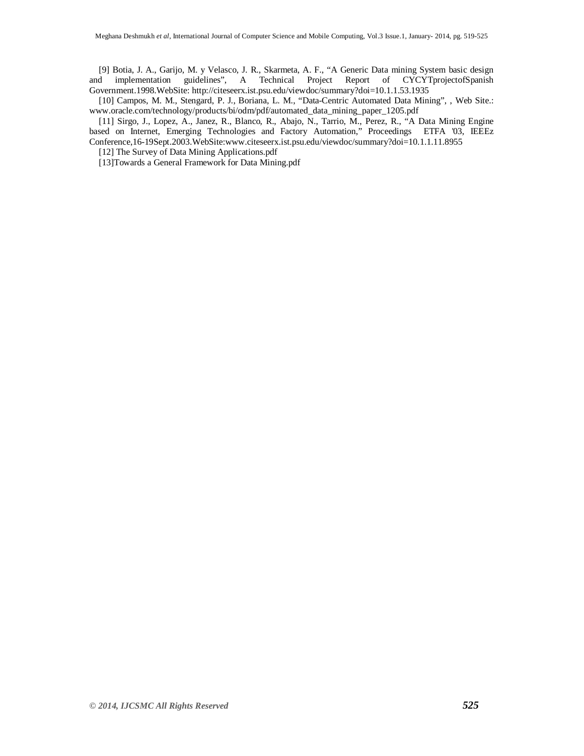[9] Botia, J. A., Garijo, M. y Velasco, J. R., Skarmeta, A. F., "A Generic Data mining System basic design and implementation guidelines", A Technical Project Report of CYCYTprojectofSpanish Government.1998.WebSite: http://citeseerx.ist.psu.edu/viewdoc/summary?doi=10.1.1.53.1935

[10] Campos, M. M., Stengard, P. J., Boriana, L. M., "Data-Centric Automated Data Mining", , Web Site.: www.oracle.com/technology/products/bi/odm/pdf/automated_data_mining_paper_1205.pdf

[11] Sirgo, J., Lopez, A., Janez, R., Blanco, R., Abajo, N., Tarrio, M., Perez, R., "A Data Mining Engine based on Internet, Emerging Technologies and Factory Automation," Proceedings ETFA '03, IEEEz Conference,16-19Sept.2003.WebSite:www.citeseerx.ist.psu.edu/viewdoc/summary?doi=10.1.1.11.8955

[12] The Survey of Data Mining Applications.pdf

[13]Towards a General Framework for Data Mining.pdf